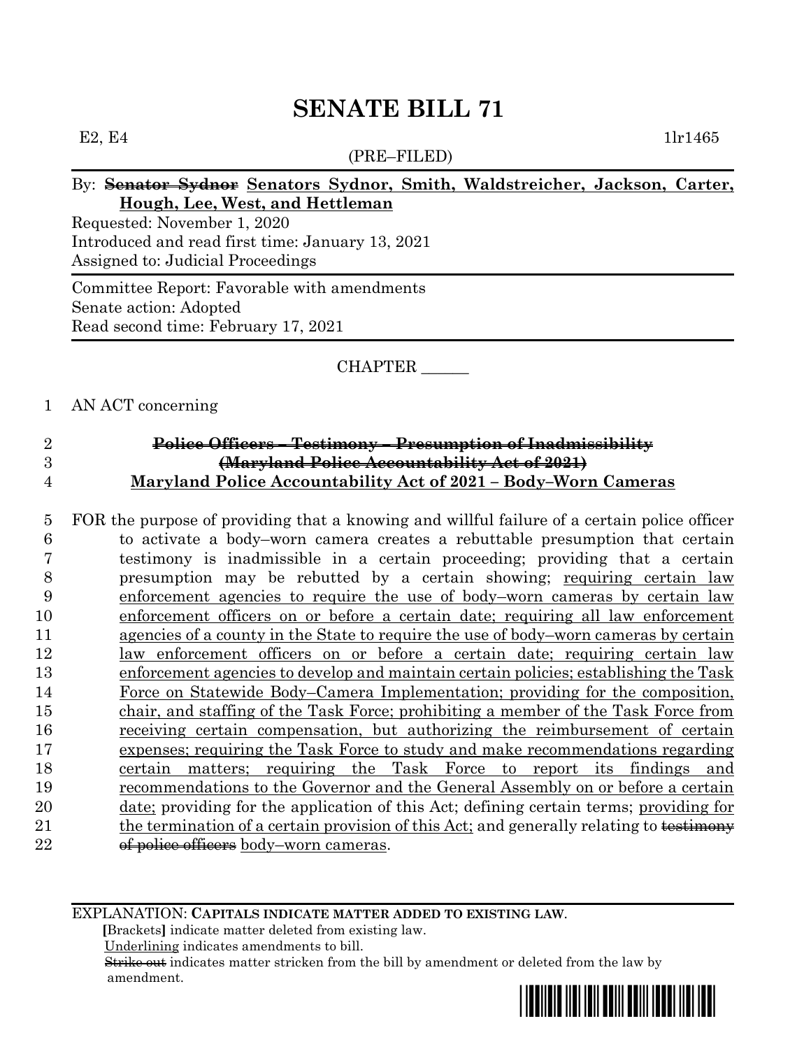# SENATE BILL 71

E2, E4 1lr1465

(PRE–FILED)

By: ~~Senator Sydnor~~ <u>**Senators Sydnor, Smith, Waldstreicher, Jackson, Carter, Hough, Lee, West, and Hettleman**</u>

Requested: November 1, 2020
Introduced and read first time: January 13, 2021
Assigned to: Judicial Proceedings

Committee Report: Favorable with amendments
Senate action: Adopted
Read second time: February 17, 2021

CHAPTER ______

AN ACT concerning

**~~Police Officers – Testimony – Presumption of Inadmissibility~~**
**~~(Maryland Police Accountability Act of 2021)~~**
**<u>Maryland Police Accountability Act of 2021 – Body–Worn Cameras</u>**

FOR the purpose of providing that a knowing and willful failure of a certain police officer to activate a body–worn camera creates a rebuttable presumption that certain testimony is inadmissible in a certain proceeding; providing that a certain presumption may be rebutted by a certain showing; <u>requiring certain law enforcement agencies to require the use of body–worn cameras by certain law enforcement officers on or before a certain date; requiring all law enforcement agencies of a county in the State to require the use of body–worn cameras by certain law enforcement officers on or before a certain date; requiring certain law enforcement agencies to develop and maintain certain policies; establishing the Task Force on Statewide Body–Camera Implementation; providing for the composition, chair, and staffing of the Task Force; prohibiting a member of the Task Force from receiving certain compensation, but authorizing the reimbursement of certain expenses; requiring the Task Force to study and make recommendations regarding certain matters; requiring the Task Force to report its findings and recommendations to the Governor and the General Assembly on or before a certain date;</u> providing for the application of this Act; defining certain terms; <u>providing for the termination of a certain provision of this Act;</u> and generally relating to ~~testimony of police officers~~ <u>body–worn cameras</u>.

EXPLANATION: **CAPITALS INDICATE MATTER ADDED TO EXISTING LAW.**
**[**Brackets**]** indicate matter deleted from existing law.
<u>Underlining</u> indicates amendments to bill.
~~Strike out~~ indicates matter stricken from the bill by amendment or deleted from the law by amendment.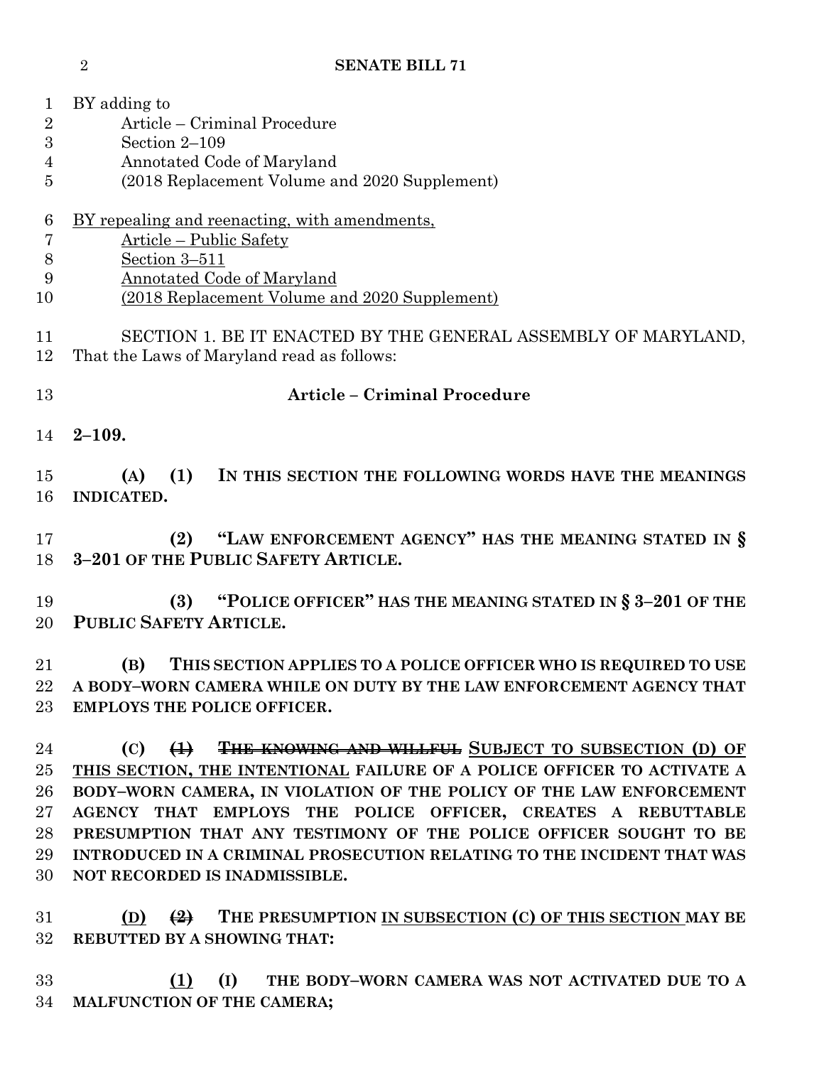BY adding to
Article – Criminal Procedure
Section 2–109
Annotated Code of Maryland
(2018 Replacement Volume and 2020 Supplement)

BY repealing and reenacting, with amendments,
Article – Public Safety
Section 3–511
Annotated Code of Maryland
(2018 Replacement Volume and 2020 Supplement)

SECTION 1. BE IT ENACTED BY THE GENERAL ASSEMBLY OF MARYLAND, That the Laws of Maryland read as follows:

## Article – Criminal Procedure

**2–109.**

**(A) (1) IN THIS SECTION THE FOLLOWING WORDS HAVE THE MEANINGS INDICATED.**

**(2) "LAW ENFORCEMENT AGENCY" HAS THE MEANING STATED IN § 3–201 OF THE PUBLIC SAFETY ARTICLE.**

**(3) "POLICE OFFICER" HAS THE MEANING STATED IN § 3–201 OF THE PUBLIC SAFETY ARTICLE.**

**(B) THIS SECTION APPLIES TO A POLICE OFFICER WHO IS REQUIRED TO USE A BODY–WORN CAMERA WHILE ON DUTY BY THE LAW ENFORCEMENT AGENCY THAT EMPLOYS THE POLICE OFFICER.**

**(C) ~~(1)~~ ~~THE KNOWING AND WILLFUL~~ SUBJECT TO SUBSECTION (D) OF THIS SECTION, THE INTENTIONAL FAILURE OF A POLICE OFFICER TO ACTIVATE A BODY–WORN CAMERA, IN VIOLATION OF THE POLICY OF THE LAW ENFORCEMENT AGENCY THAT EMPLOYS THE POLICE OFFICER, CREATES A REBUTTABLE PRESUMPTION THAT ANY TESTIMONY OF THE POLICE OFFICER SOUGHT TO BE INTRODUCED IN A CRIMINAL PROSECUTION RELATING TO THE INCIDENT THAT WAS NOT RECORDED IS INADMISSIBLE.**

**(D) ~~(2)~~ THE PRESUMPTION IN SUBSECTION (C) OF THIS SECTION MAY BE REBUTTED BY A SHOWING THAT:**

**(1) (I) THE BODY–WORN CAMERA WAS NOT ACTIVATED DUE TO A MALFUNCTION OF THE CAMERA;**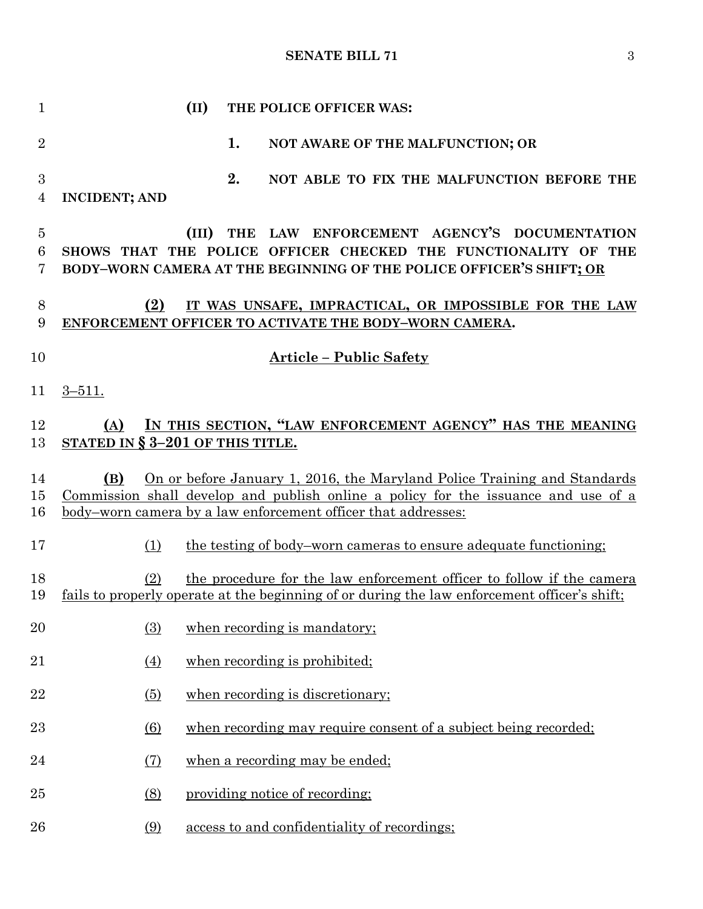(II) THE POLICE OFFICER WAS:

1. NOT AWARE OF THE MALFUNCTION; OR

2. NOT ABLE TO FIX THE MALFUNCTION BEFORE THE INCIDENT; AND

(III) THE LAW ENFORCEMENT AGENCY'S DOCUMENTATION SHOWS THAT THE POLICE OFFICER CHECKED THE FUNCTIONALITY OF THE BODY–WORN CAMERA AT THE BEGINNING OF THE POLICE OFFICER'S SHIFT; OR

(2) IT WAS UNSAFE, IMPRACTICAL, OR IMPOSSIBLE FOR THE LAW ENFORCEMENT OFFICER TO ACTIVATE THE BODY–WORN CAMERA.

**Article – Public Safety**

3–511.

(A) IN THIS SECTION, "LAW ENFORCEMENT AGENCY" HAS THE MEANING STATED IN § 3–201 OF THIS TITLE.

(B) On or before January 1, 2016, the Maryland Police Training and Standards Commission shall develop and publish online a policy for the issuance and use of a body–worn camera by a law enforcement officer that addresses:

(1) the testing of body–worn cameras to ensure adequate functioning;

(2) the procedure for the law enforcement officer to follow if the camera fails to properly operate at the beginning of or during the law enforcement officer's shift;

(3) when recording is mandatory;

(4) when recording is prohibited;

(5) when recording is discretionary;

(6) when recording may require consent of a subject being recorded;

(7) when a recording may be ended;

(8) providing notice of recording;

(9) access to and confidentiality of recordings;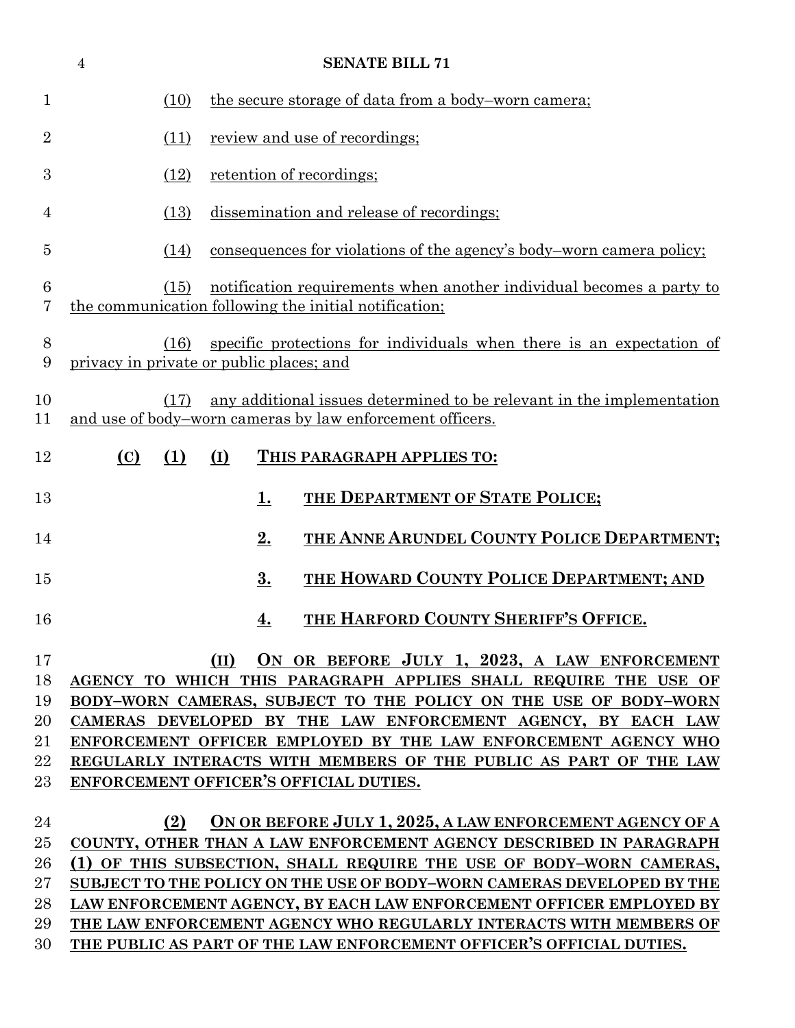(10) the secure storage of data from a body–worn camera;

(11) review and use of recordings;

(12) retention of recordings;

(13) dissemination and release of recordings;

(14) consequences for violations of the agency's body–worn camera policy;

(15) notification requirements when another individual becomes a party to the communication following the initial notification;

(16) specific protections for individuals when there is an expectation of privacy in private or public places; and

(17) any additional issues determined to be relevant in the implementation and use of body–worn cameras by law enforcement officers.

**(C) (1) (I) THIS PARAGRAPH APPLIES TO:**

**1. THE DEPARTMENT OF STATE POLICE;**

**2. THE ANNE ARUNDEL COUNTY POLICE DEPARTMENT;**

**3. THE HOWARD COUNTY POLICE DEPARTMENT; AND**

**4. THE HARFORD COUNTY SHERIFF'S OFFICE.**

**(II) ON OR BEFORE JULY 1, 2023, A LAW ENFORCEMENT AGENCY TO WHICH THIS PARAGRAPH APPLIES SHALL REQUIRE THE USE OF BODY–WORN CAMERAS, SUBJECT TO THE POLICY ON THE USE OF BODY–WORN CAMERAS DEVELOPED BY THE LAW ENFORCEMENT AGENCY, BY EACH LAW ENFORCEMENT OFFICER EMPLOYED BY THE LAW ENFORCEMENT AGENCY WHO REGULARLY INTERACTS WITH MEMBERS OF THE PUBLIC AS PART OF THE LAW ENFORCEMENT OFFICER'S OFFICIAL DUTIES.**

**(2) ON OR BEFORE JULY 1, 2025, A LAW ENFORCEMENT AGENCY OF A COUNTY, OTHER THAN A LAW ENFORCEMENT AGENCY DESCRIBED IN PARAGRAPH (1) OF THIS SUBSECTION, SHALL REQUIRE THE USE OF BODY–WORN CAMERAS, SUBJECT TO THE POLICY ON THE USE OF BODY–WORN CAMERAS DEVELOPED BY THE LAW ENFORCEMENT AGENCY, BY EACH LAW ENFORCEMENT OFFICER EMPLOYED BY THE LAW ENFORCEMENT AGENCY WHO REGULARLY INTERACTS WITH MEMBERS OF THE PUBLIC AS PART OF THE LAW ENFORCEMENT OFFICER'S OFFICIAL DUTIES.**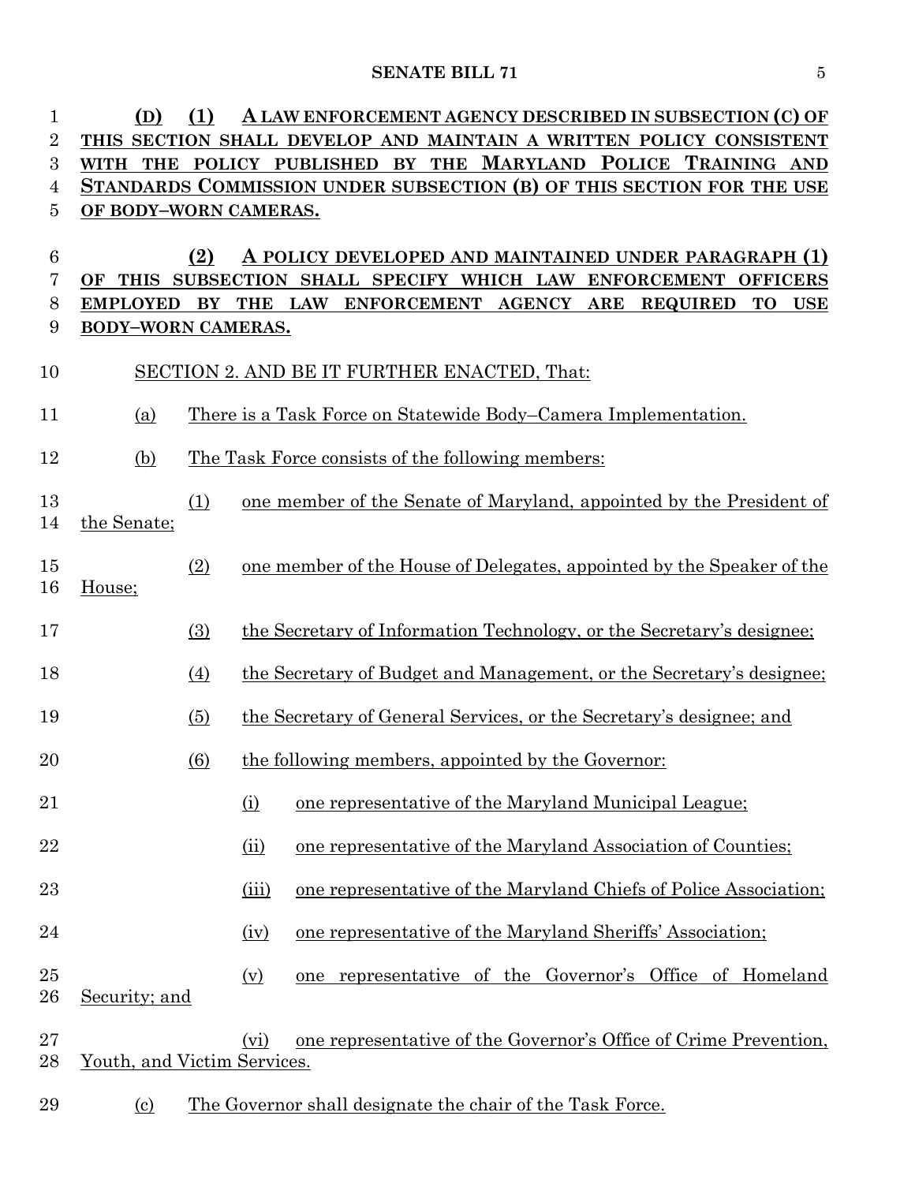**(D) (1) A LAW ENFORCEMENT AGENCY DESCRIBED IN SUBSECTION (C) OF THIS SECTION SHALL DEVELOP AND MAINTAIN A WRITTEN POLICY CONSISTENT WITH THE POLICY PUBLISHED BY THE MARYLAND POLICE TRAINING AND STANDARDS COMMISSION UNDER SUBSECTION (B) OF THIS SECTION FOR THE USE OF BODY–WORN CAMERAS.**

**(2) A POLICY DEVELOPED AND MAINTAINED UNDER PARAGRAPH (1) OF THIS SUBSECTION SHALL SPECIFY WHICH LAW ENFORCEMENT OFFICERS EMPLOYED BY THE LAW ENFORCEMENT AGENCY ARE REQUIRED TO USE BODY–WORN CAMERAS.**

SECTION 2. AND BE IT FURTHER ENACTED, That:

(a) There is a Task Force on Statewide Body–Camera Implementation.

(b) The Task Force consists of the following members:

(1) one member of the Senate of Maryland, appointed by the President of the Senate;

(2) one member of the House of Delegates, appointed by the Speaker of the House;

(3) the Secretary of Information Technology, or the Secretary's designee;

(4) the Secretary of Budget and Management, or the Secretary's designee;

(5) the Secretary of General Services, or the Secretary's designee; and

(6) the following members, appointed by the Governor:

(i) one representative of the Maryland Municipal League;

(ii) one representative of the Maryland Association of Counties;

(iii) one representative of the Maryland Chiefs of Police Association;

(iv) one representative of the Maryland Sheriffs' Association;

(v) one representative of the Governor's Office of Homeland Security; and

(vi) one representative of the Governor's Office of Crime Prevention, Youth, and Victim Services.

(c) The Governor shall designate the chair of the Task Force.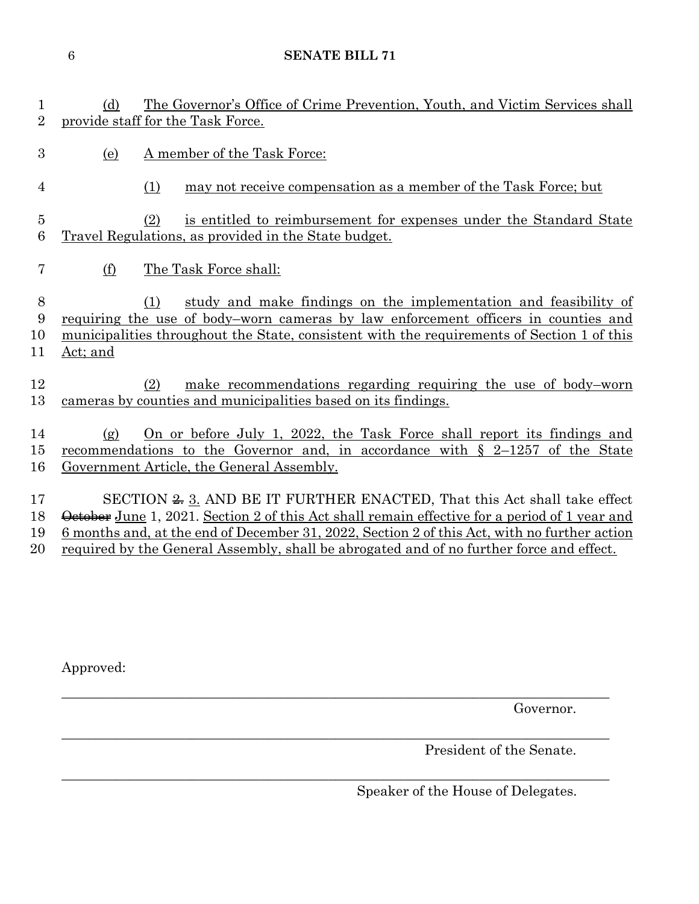(d) The Governor's Office of Crime Prevention, Youth, and Victim Services shall provide staff for the Task Force.

(e) A member of the Task Force:

(1) may not receive compensation as a member of the Task Force; but

(2) is entitled to reimbursement for expenses under the Standard State Travel Regulations, as provided in the State budget.

(f) The Task Force shall:

(1) study and make findings on the implementation and feasibility of requiring the use of body–worn cameras by law enforcement officers in counties and municipalities throughout the State, consistent with the requirements of Section 1 of this Act; and

(2) make recommendations regarding requiring the use of body–worn cameras by counties and municipalities based on its findings.

(g) On or before July 1, 2022, the Task Force shall report its findings and recommendations to the Governor and, in accordance with § 2–1257 of the State Government Article, the General Assembly.

SECTION ~~2.~~ 3. AND BE IT FURTHER ENACTED, That this Act shall take effect ~~October~~ June 1, 2021. Section 2 of this Act shall remain effective for a period of 1 year and 6 months and, at the end of December 31, 2022, Section 2 of this Act, with no further action required by the General Assembly, shall be abrogated and of no further force and effect.

Approved:

\_\_\_\_\_\_\_\_\_\_\_\_\_\_\_\_\_\_\_\_\_\_\_\_\_\_\_\_\_\_\_\_\_\_\_\_\_\_\_\_\_\_\_\_\_\_\_\_\_\_\_\_\_\_\_\_\_\_\_\_

Governor.

\_\_\_\_\_\_\_\_\_\_\_\_\_\_\_\_\_\_\_\_\_\_\_\_\_\_\_\_\_\_\_\_\_\_\_\_\_\_\_\_\_\_\_\_\_\_\_\_\_\_\_\_\_\_\_\_\_\_\_\_

President of the Senate.

\_\_\_\_\_\_\_\_\_\_\_\_\_\_\_\_\_\_\_\_\_\_\_\_\_\_\_\_\_\_\_\_\_\_\_\_\_\_\_\_\_\_\_\_\_\_\_\_\_\_\_\_\_\_\_\_\_\_\_\_

Speaker of the House of Delegates.